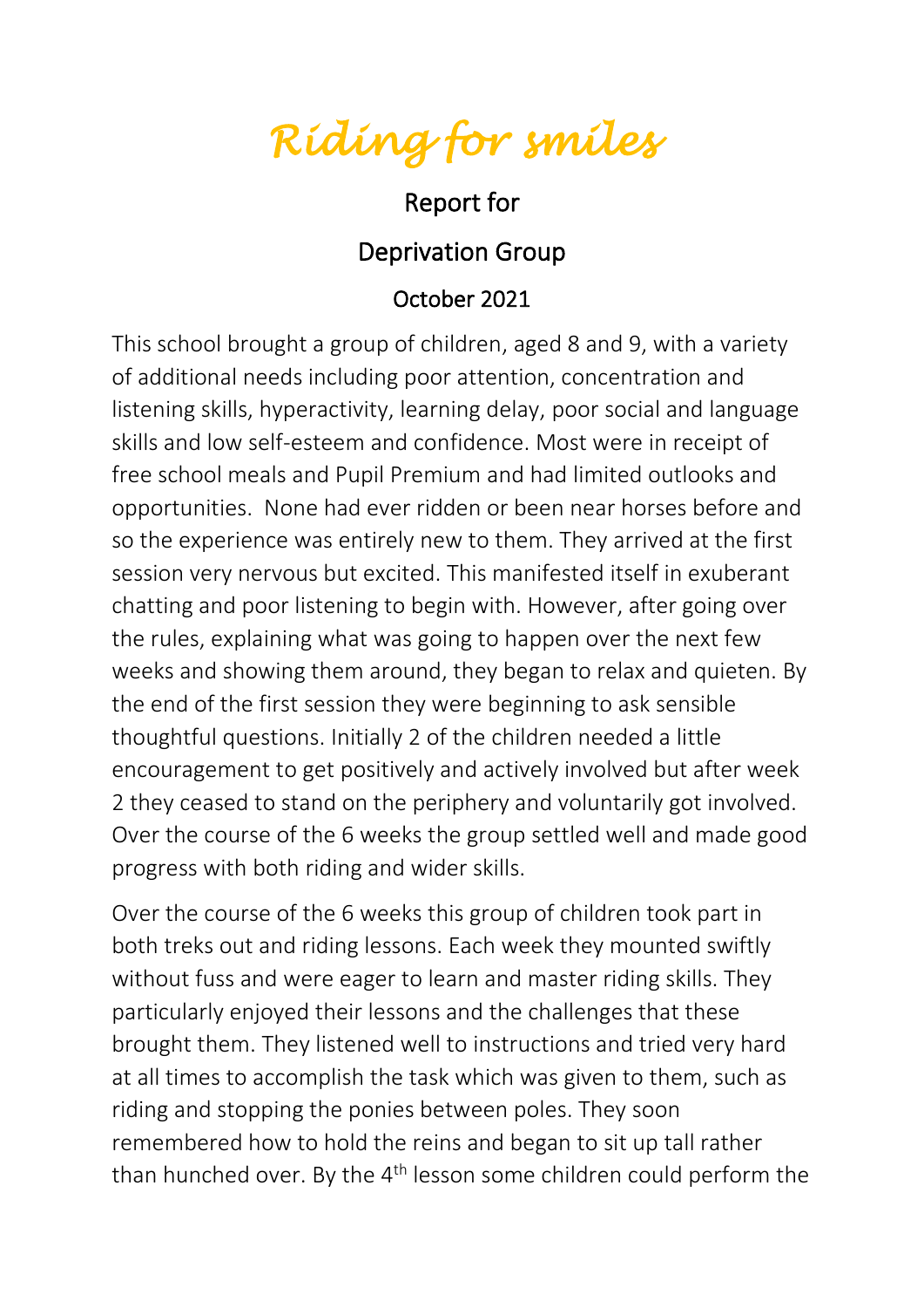# *Riding for smiles*

## Report for

## Deprivation Group

### October 2021

This school brought a group of children, aged 8 and 9, with a variety of additional needs including poor attention, concentration and listening skills, hyperactivity, learning delay, poor social and language skills and low self-esteem and confidence. Most were in receipt of free school meals and Pupil Premium and had limited outlooks and opportunities. None had ever ridden or been near horses before and so the experience was entirely new to them. They arrived at the first session very nervous but excited. This manifested itself in exuberant chatting and poor listening to begin with. However, after going over the rules, explaining what was going to happen over the next few weeks and showing them around, they began to relax and quieten. By the end of the first session they were beginning to ask sensible thoughtful questions. Initially 2 of the children needed a little encouragement to get positively and actively involved but after week 2 they ceased to stand on the periphery and voluntarily got involved. Over the course of the 6 weeks the group settled well and made good progress with both riding and wider skills.

Over the course of the 6 weeks this group of children took part in both treks out and riding lessons. Each week they mounted swiftly without fuss and were eager to learn and master riding skills. They particularly enjoyed their lessons and the challenges that these brought them. They listened well to instructions and tried very hard at all times to accomplish the task which was given to them, such as riding and stopping the ponies between poles. They soon remembered how to hold the reins and began to sit up tall rather than hunched over. By the 4th lesson some children could perform the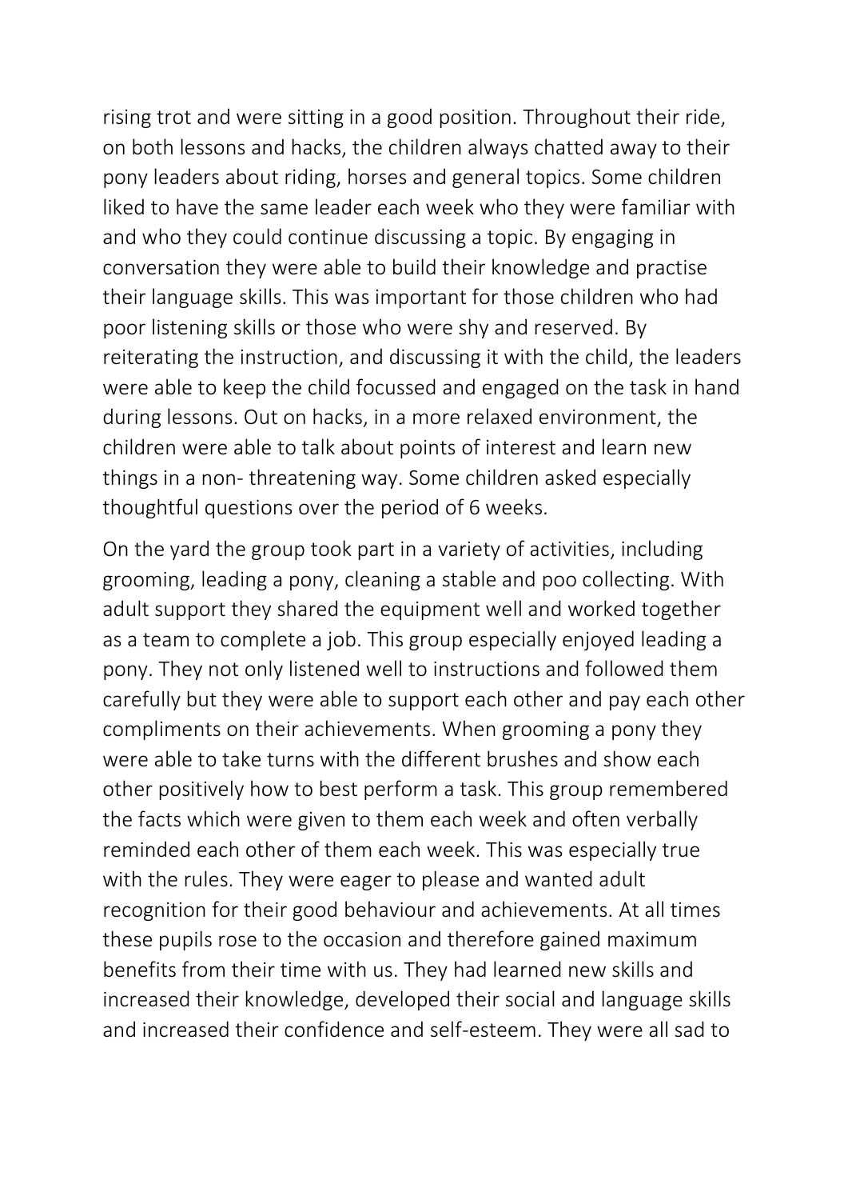rising trot and were sitting in a good position. Throughout their ride, on both lessons and hacks, the children always chatted away to their pony leaders about riding, horses and general topics. Some children liked to have the same leader each week who they were familiar with and who they could continue discussing a topic. By engaging in conversation they were able to build their knowledge and practise their language skills. This was important for those children who had poor listening skills or those who were shy and reserved. By reiterating the instruction, and discussing it with the child, the leaders were able to keep the child focussed and engaged on the task in hand during lessons. Out on hacks, in a more relaxed environment, the children were able to talk about points of interest and learn new things in a non- threatening way. Some children asked especially thoughtful questions over the period of 6 weeks.

On the yard the group took part in a variety of activities, including grooming, leading a pony, cleaning a stable and poo collecting. With adult support they shared the equipment well and worked together as a team to complete a job. This group especially enjoyed leading a pony. They not only listened well to instructions and followed them carefully but they were able to support each other and pay each other compliments on their achievements. When grooming a pony they were able to take turns with the different brushes and show each other positively how to best perform a task. This group remembered the facts which were given to them each week and often verbally reminded each other of them each week. This was especially true with the rules. They were eager to please and wanted adult recognition for their good behaviour and achievements. At all times these pupils rose to the occasion and therefore gained maximum benefits from their time with us. They had learned new skills and increased their knowledge, developed their social and language skills and increased their confidence and self-esteem. They were all sad to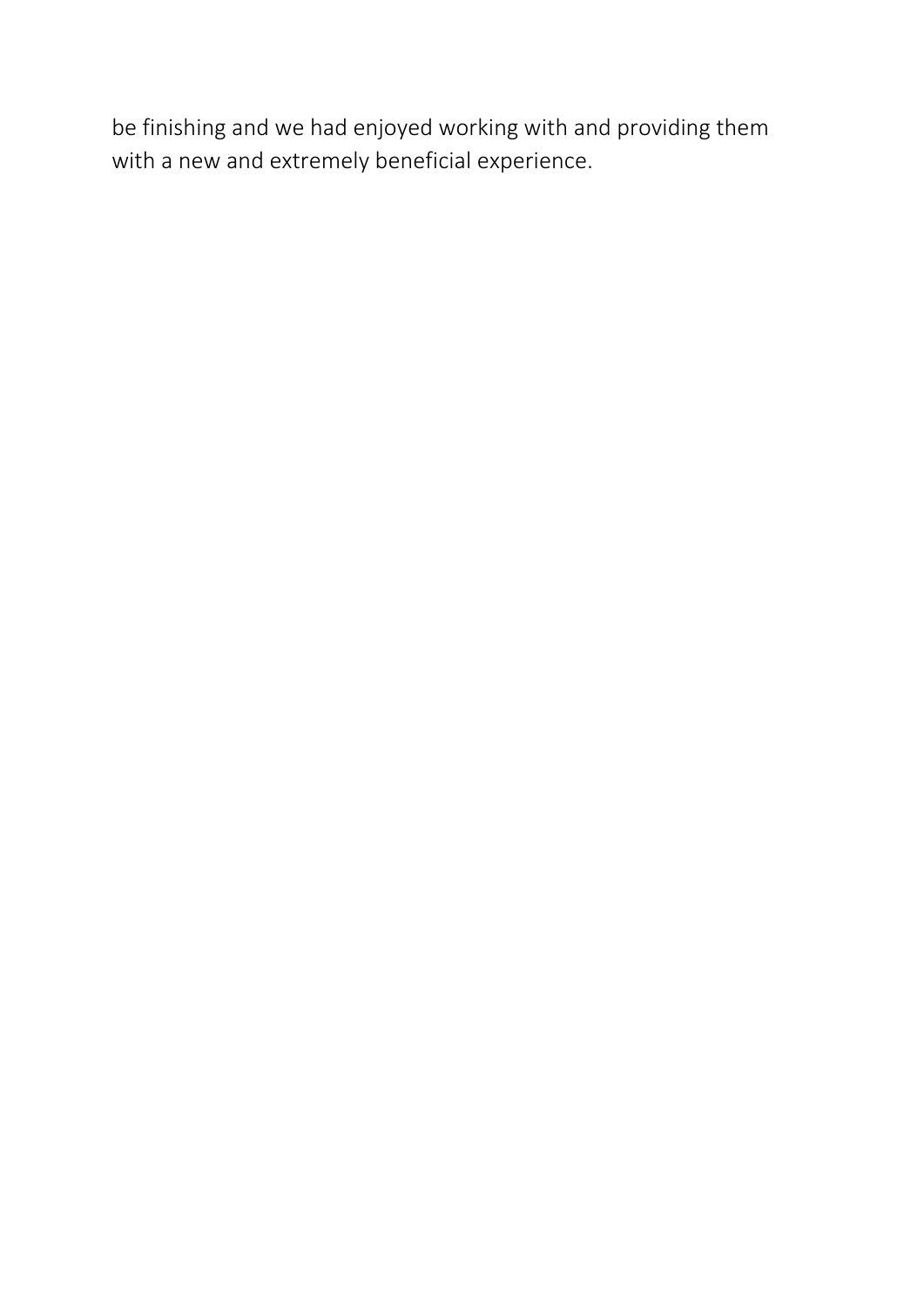be finishing and we had enjoyed working with and providing them with a new and extremely beneficial experience.